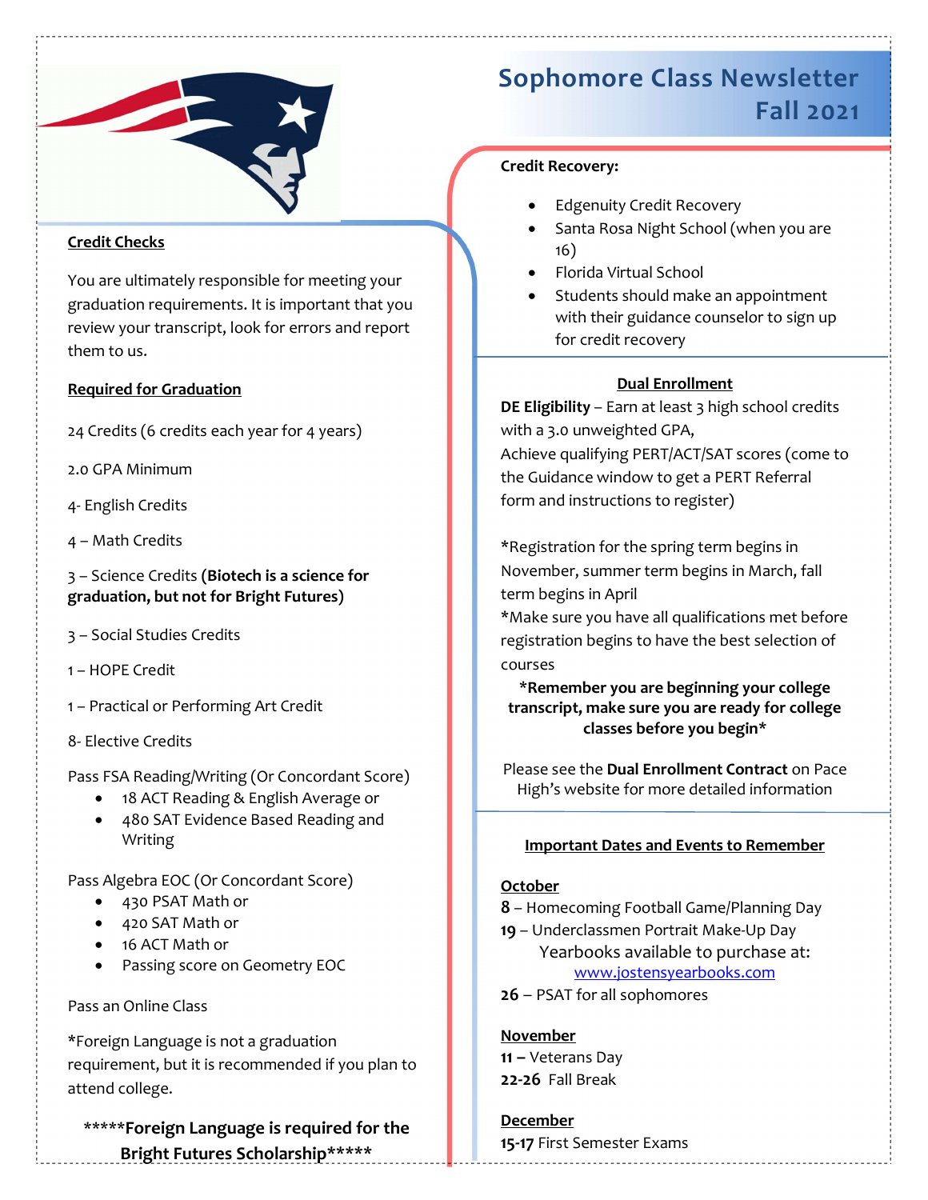# Sophomore Class Newsletter Fall 2021

## Credit Checks

You are ultimately responsible for meeting your graduation requirements. It is important that you review your transcript, look for errors and report them to us.

## Required for Graduation

24 Credits (6 credits each year for 4 years)

2.0 GPA Minimum

4- English Credits

4 – Math Credits

3 – Science Credits **(Biotech is a science for graduation, but not for Bright Futures)**

3 – Social Studies Credits

1 – HOPE Credit

1 – Practical or Performing Art Credit

8- Elective Credits

Pass FSA Reading/Writing (Or Concordant Score)

- 18 ACT Reading & English Average or
- 480 SAT Evidence Based Reading and Writing

Pass Algebra EOC (Or Concordant Score)

- 430 PSAT Math or
- 420 SAT Math or
- 16 ACT Math or
- Passing score on Geometry EOC

Pass an Online Class

*Foreign Language is not a graduation requirement, but it is recommended if you plan to attend college.

**\*\*\*\*\*Foreign Language is required for the Bright Futures Scholarship\*\*\*\*\***

## Credit Recovery:

- Edgenuity Credit Recovery
- Santa Rosa Night School (when you are 16)
- Florida Virtual School
- Students should make an appointment with their guidance counselor to sign up for credit recovery

## Dual Enrollment

**DE Eligibility** – Earn at least 3 high school credits with a 3.0 unweighted GPA,
Achieve qualifying PERT/ACT/SAT scores (come to the Guidance window to get a PERT Referral form and instructions to register)

*Registration for the spring term begins in November, summer term begins in March, fall term begins in April
*Make sure you have all qualifications met before registration begins to have the best selection of courses

**\*Remember you are beginning your college transcript, make sure you are ready for college classes before you begin\***

Please see the **Dual Enrollment Contract** on Pace High's website for more detailed information

## Important Dates and Events to Remember

**October**
**8** – Homecoming Football Game/Planning Day
**19** – Underclassmen Portrait Make-Up Day
Yearbooks available to purchase at: www.jostensyearbooks.com
**26** – PSAT for all sophomores

**November**
**11 –** Veterans Day
**22-26** Fall Break

**December**
**15-17** First Semester Exams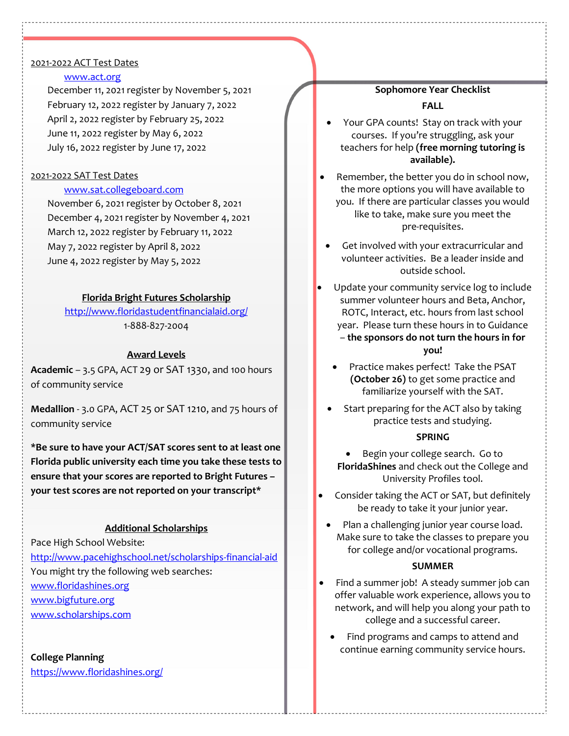2021-2022 ACT Test Dates

www.act.org

December 11, 2021 register by November 5, 2021
February 12, 2022 register by January 7, 2022
April 2, 2022 register by February 25, 2022
June 11, 2022 register by May 6, 2022
July 16, 2022 register by June 17, 2022

2021-2022 SAT Test Dates

www.sat.collegeboard.com

November 6, 2021 register by October 8, 2021
December 4, 2021 register by November 4, 2021
March 12, 2022 register by February 11, 2022
May 7, 2022 register by April 8, 2022
June 4, 2022 register by May 5, 2022

**Florida Bright Futures Scholarship**

http://www.floridastudentfinancialaid.org/

1-888-827-2004

**Award Levels**

**Academic** – 3.5 GPA, ACT 29 or SAT 1330, and 100 hours of community service

**Medallion** - 3.0 GPA, ACT 25 or SAT 1210, and 75 hours of community service

***Be sure to have your ACT/SAT scores sent to at least one Florida public university each time you take these tests to ensure that your scores are reported to Bright Futures – your test scores are not reported on your transcript***

**Additional Scholarships**

Pace High School Website:
http://www.pacehighschool.net/scholarships-financial-aid
You might try the following web searches:
www.floridashines.org
www.bigfuture.org
www.scholarships.com

**College Planning**
https://www.floridashines.org/

**Sophomore Year Checklist**

**FALL**

- Your GPA counts! Stay on track with your courses. If you're struggling, ask your teachers for help **(free morning tutoring is available).**
- Remember, the better you do in school now, the more options you will have available to you. If there are particular classes you would like to take, make sure you meet the pre-requisites.
- Get involved with your extracurricular and volunteer activities. Be a leader inside and outside school.
- Update your community service log to include summer volunteer hours and Beta, Anchor, ROTC, Interact, etc. hours from last school year. Please turn these hours in to Guidance – **the sponsors do not turn the hours in for you!**
- Practice makes perfect! Take the PSAT **(October 26)** to get some practice and familiarize yourself with the SAT.
- Start preparing for the ACT also by taking practice tests and studying.

**SPRING**

- Begin your college search. Go to **FloridaShines** and check out the College and University Profiles tool.
- Consider taking the ACT or SAT, but definitely be ready to take it your junior year.
- Plan a challenging junior year course load. Make sure to take the classes to prepare you for college and/or vocational programs.

**SUMMER**

- Find a summer job! A steady summer job can offer valuable work experience, allows you to network, and will help you along your path to college and a successful career.
- Find programs and camps to attend and continue earning community service hours.